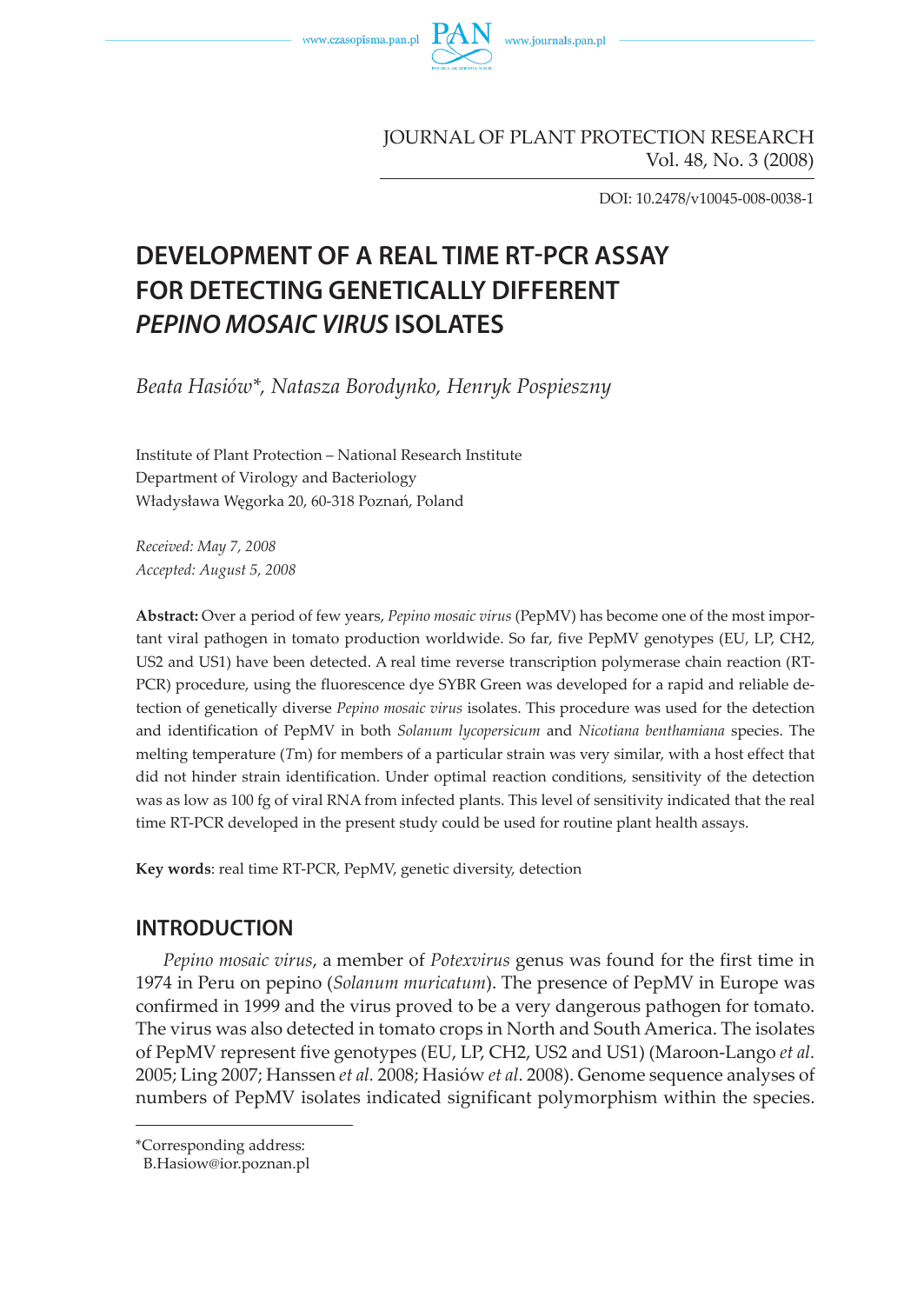JOURNAL OF PLANT PROTECTION RESEARCH
Vol. 48, No. 3 (2008)

DOI: 10.2478/v10045-008-0038-1

# DEVELOPMENT OF A REAL TIME RT-PCR ASSAY FOR DETECTING GENETICALLY DIFFERENT *PEPINO MOSAIC VIRUS* ISOLATES

*Beata Hasiów\*, Natasza Borodynko, Henryk Pospieszny*

Institute of Plant Protection – National Research Institute
Department of Virology and Bacteriology
Władysława Węgorka 20, 60-318 Poznań, Poland

*Received: May 7, 2008*
*Accepted: August 5, 2008*

**Abstract:** Over a period of few years, *Pepino mosaic virus* (PepMV) has become one of the most important viral pathogen in tomato production worldwide. So far, five PepMV genotypes (EU, LP, CH2, US2 and US1) have been detected. A real time reverse transcription polymerase chain reaction (RT-PCR) procedure, using the fluorescence dye SYBR Green was developed for a rapid and reliable detection of genetically diverse *Pepino mosaic virus* isolates. This procedure was used for the detection and identification of PepMV in both *Solanum lycopersicum* and *Nicotiana benthamiana* species. The melting temperature ($T$m) for members of a particular strain was very similar, with a host effect that did not hinder strain identification. Under optimal reaction conditions, sensitivity of the detection was as low as 100 fg of viral RNA from infected plants. This level of sensitivity indicated that the real time RT-PCR developed in the present study could be used for routine plant health assays.

**Key words**: real time RT-PCR, PepMV, genetic diversity, detection

## INTRODUCTION

*Pepino mosaic virus*, a member of *Potexvirus* genus was found for the first time in 1974 in Peru on pepino (*Solanum muricatum*). The presence of PepMV in Europe was confirmed in 1999 and the virus proved to be a very dangerous pathogen for tomato. The virus was also detected in tomato crops in North and South America. The isolates of PepMV represent five genotypes (EU, LP, CH2, US2 and US1) (Maroon-Lango *et al.* 2005; Ling 2007; Hanssen *et al.* 2008; Hasiów *et al*. 2008). Genome sequence analyses of numbers of PepMV isolates indicated significant polymorphism within the species.

\*Corresponding address:
B.Hasiow@ior.poznan.pl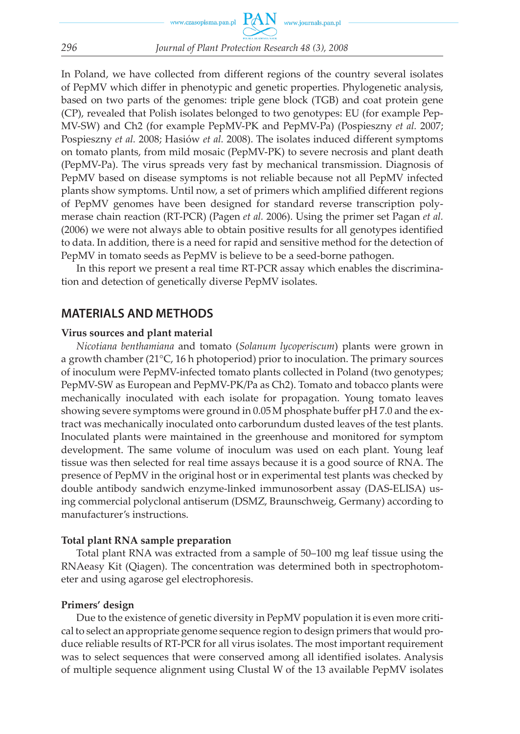In Poland, we have collected from different regions of the country several isolates of PepMV which differ in phenotypic and genetic properties. Phylogenetic analysis, based on two parts of the genomes: triple gene block (TGB) and coat protein gene (CP), revealed that Polish isolates belonged to two genotypes: EU (for example PepMV-SW) and Ch2 (for example PepMV-PK and PepMV-Pa) (Pospieszny *et al.* 2007; Pospieszny *et al.* 2008; Hasiów *et al.* 2008). The isolates induced different symptoms on tomato plants, from mild mosaic (PepMV-PK) to severe necrosis and plant death (PepMV-Pa). The virus spreads very fast by mechanical transmission. Diagnosis of PepMV based on disease symptoms is not reliable because not all PepMV infected plants show symptoms. Until now, a set of primers which amplified different regions of PepMV genomes have been designed for standard reverse transcription polymerase chain reaction (RT-PCR) (Pagen *et al.* 2006). Using the primer set Pagan *et al.* (2006) we were not always able to obtain positive results for all genotypes identified to data. In addition, there is a need for rapid and sensitive method for the detection of PepMV in tomato seeds as PepMV is believe to be a seed-borne pathogen.

In this report we present a real time RT-PCR assay which enables the discrimination and detection of genetically diverse PepMV isolates.

## MATERIALS AND METHODS

### Virus sources and plant material

*Nicotiana benthamiana* and tomato (*Solanum lycopersicum*) plants were grown in a growth chamber (21°C, 16 h photoperiod) prior to inoculation. The primary sources of inoculum were PepMV-infected tomato plants collected in Poland (two genotypes; PepMV-SW as European and PepMV-PK/Pa as Ch2). Tomato and tobacco plants were mechanically inoculated with each isolate for propagation. Young tomato leaves showing severe symptoms were ground in 0.05 M phosphate buffer pH 7.0 and the extract was mechanically inoculated onto carborundum dusted leaves of the test plants. Inoculated plants were maintained in the greenhouse and monitored for symptom development. The same volume of inoculum was used on each plant. Young leaf tissue was then selected for real time assays because it is a good source of RNA. The presence of PepMV in the original host or in experimental test plants was checked by double antibody sandwich enzyme-linked immunosorbent assay (DAS-ELISA) using commercial polyclonal antiserum (DSMZ, Braunschweig, Germany) according to manufacturer's instructions.

### Total plant RNA sample preparation

Total plant RNA was extracted from a sample of 50–100 mg leaf tissue using the RNAeasy Kit (Qiagen). The concentration was determined both in spectrophotometer and using agarose gel electrophoresis.

### Primers' design

Due to the existence of genetic diversity in PepMV population it is even more critical to select an appropriate genome sequence region to design primers that would produce reliable results of RT-PCR for all virus isolates. The most important requirement was to select sequences that were conserved among all identified isolates. Analysis of multiple sequence alignment using Clustal W of the 13 available PepMV isolates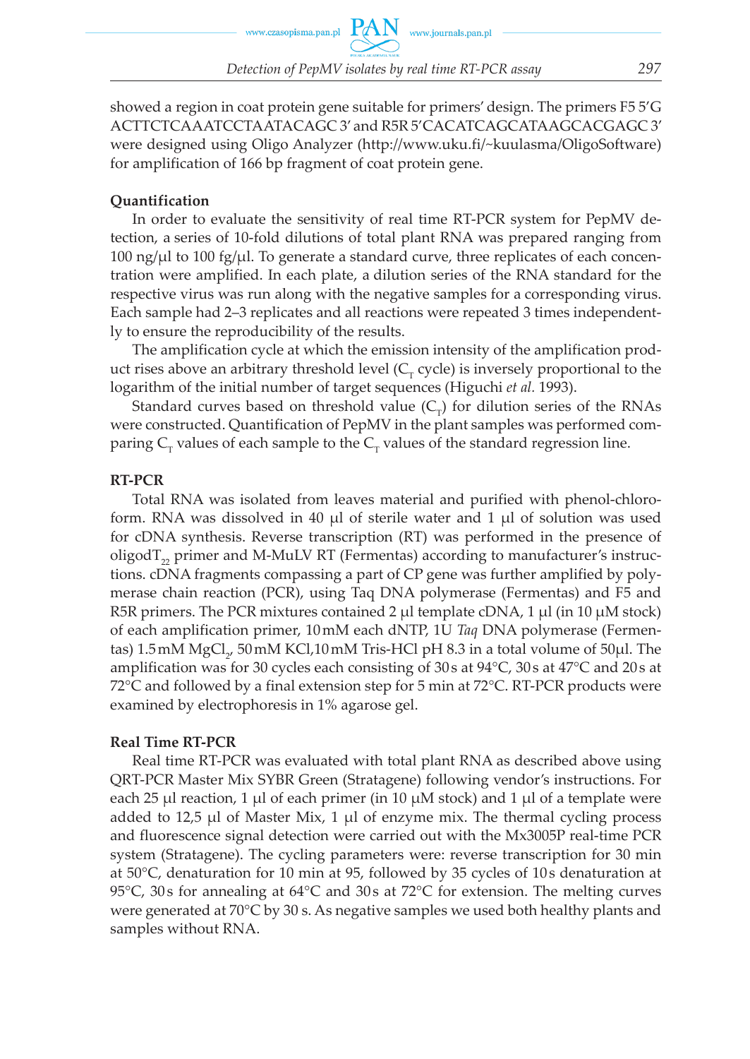showed a region in coat protein gene suitable for primers' design. The primers F5 5'G ACTTCTCAAATCCTAATACAGC 3' and R5R 5'CACATCAGCATAAGCACGAGC 3' were designed using Oligo Analyzer (http://www.uku.fi/~kuulasma/OligoSoftware) for amplification of 166 bp fragment of coat protein gene.

**Quantification**

In order to evaluate the sensitivity of real time RT-PCR system for PepMV detection, a series of 10-fold dilutions of total plant RNA was prepared ranging from 100 ng/µl to 100 fg/µl. To generate a standard curve, three replicates of each concentration were amplified. In each plate, a dilution series of the RNA standard for the respective virus was run along with the negative samples for a corresponding virus. Each sample had 2–3 replicates and all reactions were repeated 3 times independently to ensure the reproducibility of the results.

The amplification cycle at which the emission intensity of the amplification product rises above an arbitrary threshold level ($C_T$ cycle) is inversely proportional to the logarithm of the initial number of target sequences (Higuchi *et al.* 1993).

Standard curves based on threshold value ($C_T$) for dilution series of the RNAs were constructed. Quantification of PepMV in the plant samples was performed comparing $C_T$ values of each sample to the $C_T$ values of the standard regression line.

**RT-PCR**

Total RNA was isolated from leaves material and purified with phenol-chloroform. RNA was dissolved in 40 µl of sterile water and 1 µl of solution was used for cDNA synthesis. Reverse transcription (RT) was performed in the presence of oligo$dT_{22}$ primer and M-MuLV RT (Fermentas) according to manufacturer's instructions. cDNA fragments compassing a part of CP gene was further amplified by polymerase chain reaction (PCR), using Taq DNA polymerase (Fermentas) and F5 and R5R primers. The PCR mixtures contained 2 µl template cDNA, 1 µl (in 10 µM stock) of each amplification primer, 10 mM each dNTP, 1U *Taq* DNA polymerase (Fermentas) 1.5 mM $MgCl_2$, 50 mM KCl,10 mM Tris-HCl pH 8.3 in a total volume of 50µl. The amplification was for 30 cycles each consisting of 30 s at 94°C, 30 s at 47°C and 20 s at 72°C and followed by a final extension step for 5 min at 72°C. RT-PCR products were examined by electrophoresis in 1% agarose gel.

**Real Time RT-PCR**

Real time RT-PCR was evaluated with total plant RNA as described above using QRT-PCR Master Mix SYBR Green (Stratagene) following vendor's instructions. For each 25 µl reaction, 1 µl of each primer (in 10 µM stock) and 1 µl of a template were added to 12,5 µl of Master Mix, 1 µl of enzyme mix. The thermal cycling process and fluorescence signal detection were carried out with the Mx3005P real-time PCR system (Stratagene). The cycling parameters were: reverse transcription for 30 min at 50°C, denaturation for 10 min at 95, followed by 35 cycles of 10 s denaturation at 95°C, 30 s for annealing at 64°C and 30 s at 72°C for extension. The melting curves were generated at 70°C by 30 s. As negative samples we used both healthy plants and samples without RNA.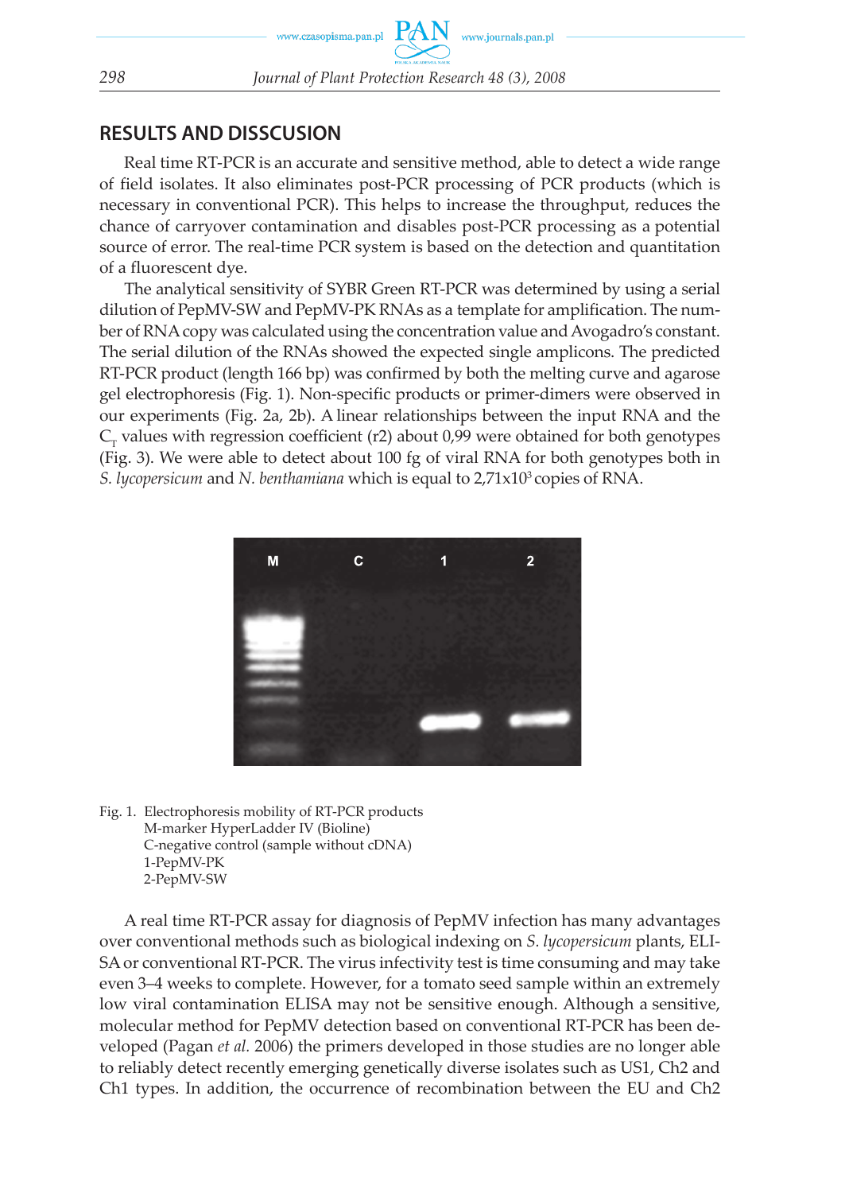## RESULTS AND DISSCUSION

Real time RT-PCR is an accurate and sensitive method, able to detect a wide range of field isolates. It also eliminates post-PCR processing of PCR products (which is necessary in conventional PCR). This helps to increase the throughput, reduces the chance of carryover contamination and disables post-PCR processing as a potential source of error. The real-time PCR system is based on the detection and quantitation of a fluorescent dye.

The analytical sensitivity of SYBR Green RT-PCR was determined by using a serial dilution of PepMV-SW and PepMV-PK RNAs as a template for amplification. The number of RNA copy was calculated using the concentration value and Avogadro's constant. The serial dilution of the RNAs showed the expected single amplicons. The predicted RT-PCR product (length 166 bp) was confirmed by both the melting curve and agarose gel electrophoresis (Fig. 1). Non-specific products or primer-dimers were observed in our experiments (Fig. 2a, 2b). A linear relationships between the input RNA and the $C_T$ values with regression coefficient (r2) about 0,99 were obtained for both genotypes (Fig. 3). We were able to detect about 100 fg of viral RNA for both genotypes both in *S. lycopersicum* and *N. benthamiana* which is equal to $2{,}71 \times 10^3$ copies of RNA.

Fig. 1. Electrophoresis mobility of RT-PCR products
M-marker HyperLadder IV (Bioline)
C-negative control (sample without cDNA)
1-PepMV-PK
2-PepMV-SW

A real time RT-PCR assay for diagnosis of PepMV infection has many advantages over conventional methods such as biological indexing on *S. lycopersicum* plants, ELISA or conventional RT-PCR. The virus infectivity test is time consuming and may take even 3–4 weeks to complete. However, for a tomato seed sample within an extremely low viral contamination ELISA may not be sensitive enough. Although a sensitive, molecular method for PepMV detection based on conventional RT-PCR has been developed (Pagan *et al.* 2006) the primers developed in those studies are no longer able to reliably detect recently emerging genetically diverse isolates such as US1, Ch2 and Ch1 types. In addition, the occurrence of recombination between the EU and Ch2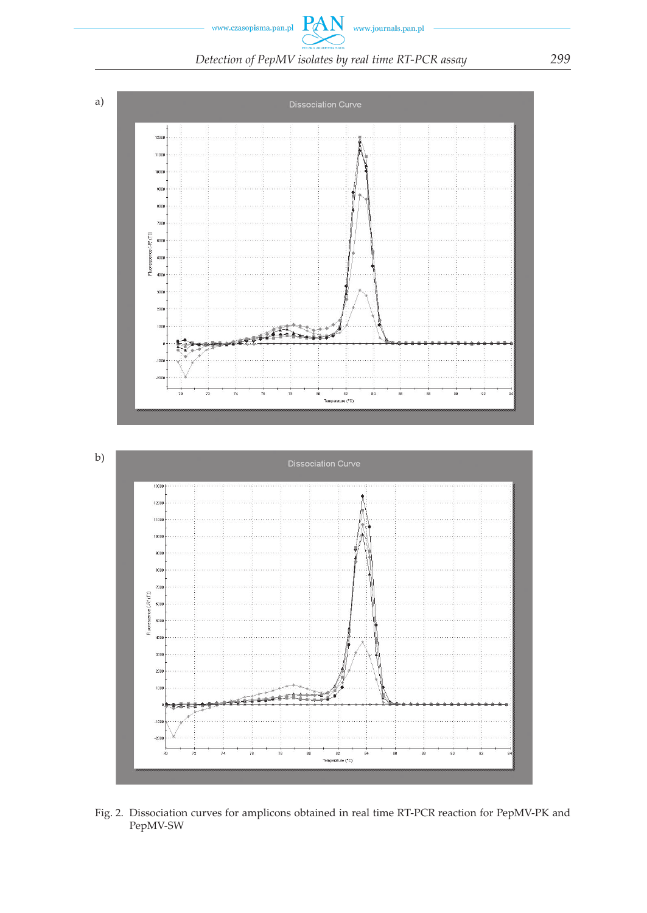a)

b)

Fig. 2. Dissociation curves for amplicons obtained in real time RT-PCR reaction for PepMV-PK and PepMV-SW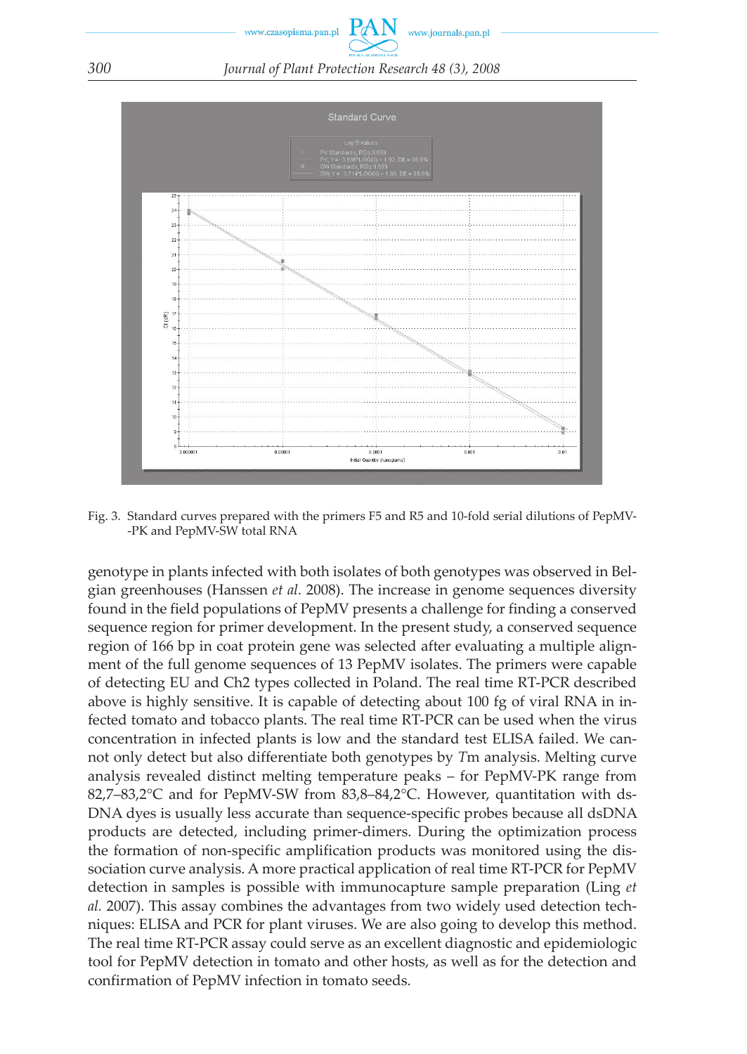Fig. 3. Standard curves prepared with the primers F5 and R5 and 10-fold serial dilutions of PepMV-PK and PepMV-SW total RNA

genotype in plants infected with both isolates of both genotypes was observed in Belgian greenhouses (Hanssen *et al.* 2008). The increase in genome sequences diversity found in the field populations of PepMV presents a challenge for finding a conserved sequence region for primer development. In the present study, a conserved sequence region of 166 bp in coat protein gene was selected after evaluating a multiple alignment of the full genome sequences of 13 PepMV isolates. The primers were capable of detecting EU and Ch2 types collected in Poland. The real time RT-PCR described above is highly sensitive. It is capable of detecting about 100 fg of viral RNA in infected tomato and tobacco plants. The real time RT-PCR can be used when the virus concentration in infected plants is low and the standard test ELISA failed. We cannot only detect but also differentiate both genotypes by *T*m analysis. Melting curve analysis revealed distinct melting temperature peaks – for PepMV-PK range from 82,7–83,2°C and for PepMV-SW from 83,8–84,2°C. However, quantitation with dsDNA dyes is usually less accurate than sequence-specific probes because all dsDNA products are detected, including primer-dimers. During the optimization process the formation of non-specific amplification products was monitored using the dissociation curve analysis. A more practical application of real time RT-PCR for PepMV detection in samples is possible with immunocapture sample preparation (Ling *et al.* 2007). This assay combines the advantages from two widely used detection techniques: ELISA and PCR for plant viruses. We are also going to develop this method. The real time RT-PCR assay could serve as an excellent diagnostic and epidemiologic tool for PepMV detection in tomato and other hosts, as well as for the detection and confirmation of PepMV infection in tomato seeds.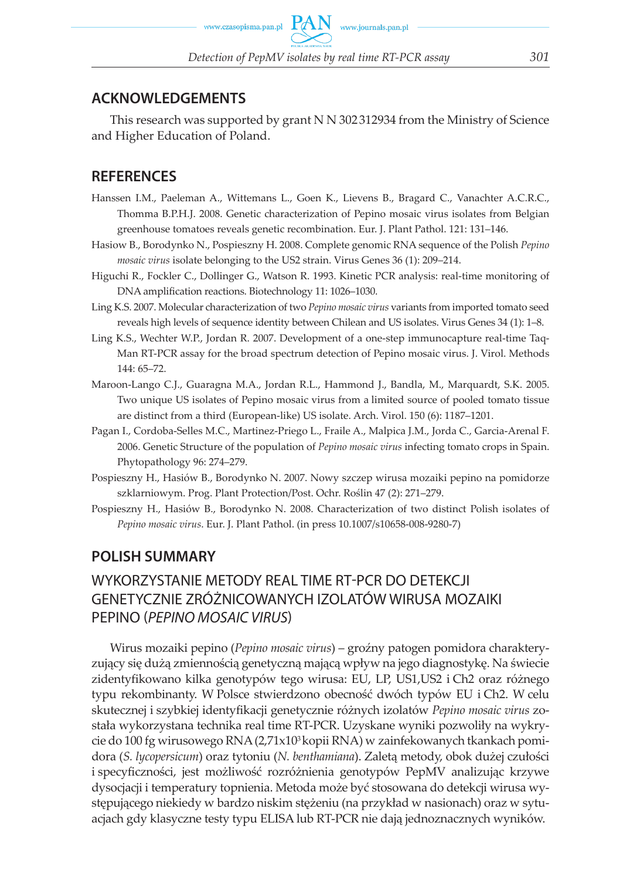## ACKNOWLEDGEMENTS

This research was supported by grant N N 302 312934 from the Ministry of Science and Higher Education of Poland.

## REFERENCES

Hanssen I.M., Paeleman A., Wittemans L., Goen K., Lievens B., Bragard C., Vanachter A.C.R.C., Thomma B.P.H.J. 2008. Genetic characterization of Pepino mosaic virus isolates from Belgian greenhouse tomatoes reveals genetic recombination. Eur. J. Plant Pathol. 121: 131–146.

Hasiow B., Borodynko N., Pospieszny H. 2008. Complete genomic RNA sequence of the Polish *Pepino mosaic virus* isolate belonging to the US2 strain. Virus Genes 36 (1): 209–214.

Higuchi R., Fockler C., Dollinger G., Watson R. 1993. Kinetic PCR analysis: real-time monitoring of DNA amplification reactions. Biotechnology 11: 1026–1030.

Ling K.S. 2007. Molecular characterization of two *Pepino mosaic virus* variants from imported tomato seed reveals high levels of sequence identity between Chilean and US isolates. Virus Genes 34 (1): 1–8.

Ling K.S., Wechter W.P., Jordan R. 2007. Development of a one-step immunocapture real-time TaqMan RT-PCR assay for the broad spectrum detection of Pepino mosaic virus. J. Virol. Methods 144: 65–72.

Maroon-Lango C.J., Guaragna M.A., Jordan R.L., Hammond J., Bandla, M., Marquardt, S.K. 2005. Two unique US isolates of Pepino mosaic virus from a limited source of pooled tomato tissue are distinct from a third (European-like) US isolate. Arch. Virol. 150 (6): 1187–1201.

Pagan I., Cordoba-Selles M.C., Martinez-Priego L., Fraile A., Malpica J.M., Jorda C., Garcia-Arenal F. 2006. Genetic Structure of the population of *Pepino mosaic virus* infecting tomato crops in Spain. Phytopathology 96: 274–279.

Pospieszny H., Hasiów B., Borodynko N. 2007. Nowy szczep wirusa mozaiki pepino na pomidorze szklarniowym. Prog. Plant Protection/Post. Ochr. Roślin 47 (2): 271–279.

Pospieszny H., Hasiów B., Borodynko N. 2008. Characterization of two distinct Polish isolates of *Pepino mosaic virus*. Eur. J. Plant Pathol. (in press 10.1007/s10658-008-9280-7)

## POLISH SUMMARY

### WYKORZYSTANIE METODY REAL TIME RT-PCR DO DETEKCJI GENETYCZNIE ZRÓŻNICOWANYCH IZOLATÓW WIRUSA MOZAIKI PEPINO (*PEPINO MOSAIC VIRUS*)

Wirus mozaiki pepino (*Pepino mosaic virus*) – groźny patogen pomidora charakteryzujący się dużą zmiennością genetyczną mającą wpływ na jego diagnostykę. Na świecie zidentyfikowano kilka genotypów tego wirusa: EU, LP, US1,US2 i Ch2 oraz różnego typu rekombinanty. W Polsce stwierdzono obecność dwóch typów EU i Ch2. W celu skutecznej i szybkiej identyfikacji genetycznie różnych izolatów *Pepino mosaic virus* została wykorzystana technika real time RT-PCR. Uzyskane wyniki pozwoliły na wykrycie do 100 fg wirusowego RNA ($2{,}71 \times 10^3$ kopii RNA) w zainfekowanych tkankach pomidora (*S. lycopersicum*) oraz tytoniu (*N. benthamiana*). Zaletą metody, obok dużej czułości i specyficzności, jest możliwość rozróżnienia genotypów PepMV analizując krzywe dysocjacji i temperatury topnienia. Metoda może być stosowana do detekcji wirusa występującego niekiedy w bardzo niskim stężeniu (na przykład w nasionach) oraz w sytuacjach gdy klasyczne testy typu ELISA lub RT-PCR nie dają jednoznacznych wyników.